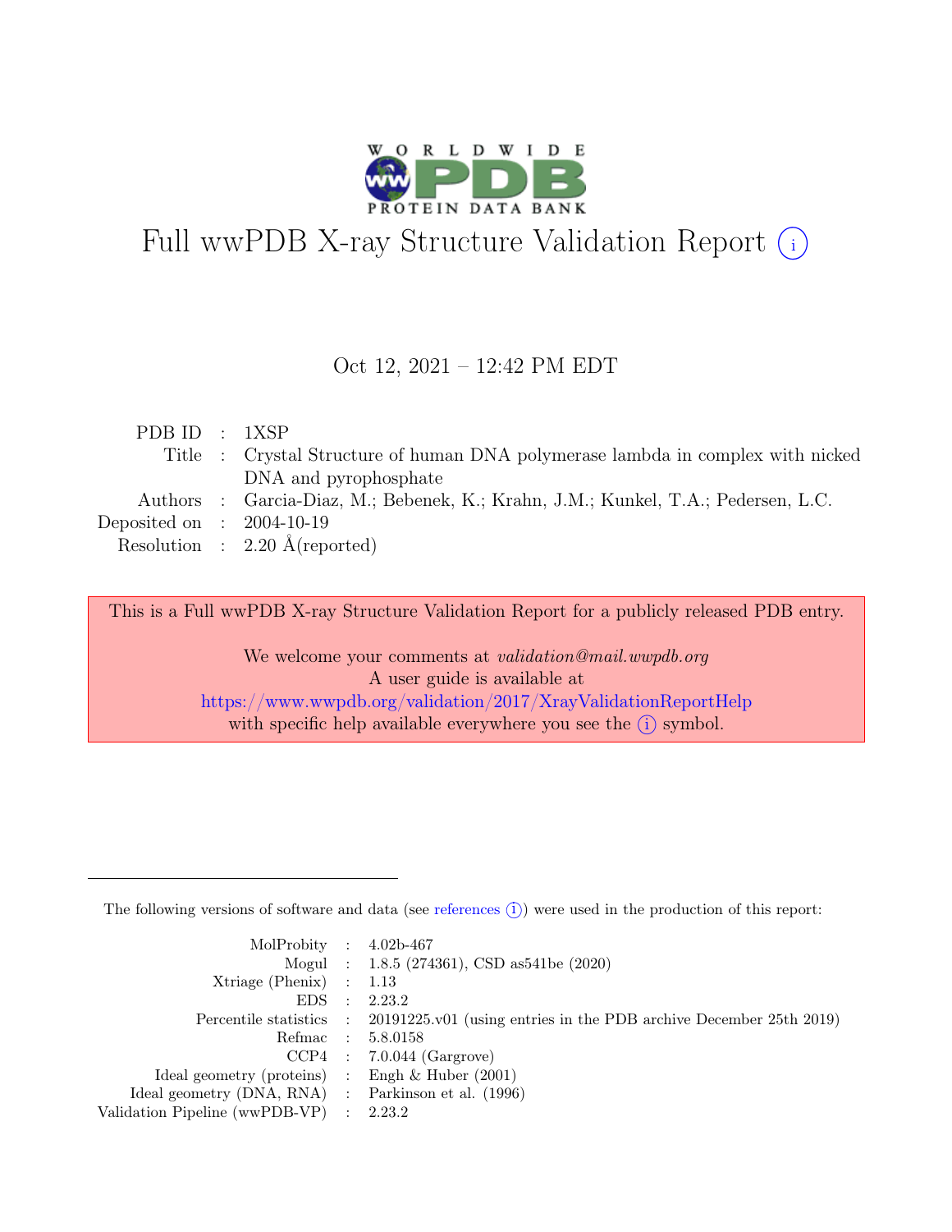# Full wwPDB X-ray Structure Validation Report (i)

Oct 12, 2021 – 12:42 PM EDT

| | | |
|---|---|---|
| PDB ID | : | 1XSP |
| Title | : | Crystal Structure of human DNA polymerase lambda in complex with nicked DNA and pyrophosphate |
| Authors | : | Garcia-Diaz, M.; Bebenek, K.; Krahn, J.M.; Kunkel, T.A.; Pedersen, L.C. |
| Deposited on | : | 2004-10-19 |
| Resolution | : | 2.20 Å(reported) |

This is a Full wwPDB X-ray Structure Validation Report for a publicly released PDB entry.

We welcome your comments at *validation@mail.wwpdb.org*
A user guide is available at
https://www.wwpdb.org/validation/2017/XrayValidationReportHelp
with specific help available everywhere you see the (i) symbol.

---

The following versions of software and data (see references (i)) were used in the production of this report:

| | | |
|---|---|---|
| MolProbity | : | 4.02b-467 |
| Mogul | : | 1.8.5 (274361), CSD as541be (2020) |
| Xtriage (Phenix) | : | 1.13 |
| EDS | : | 2.23.2 |
| Percentile statistics | : | 20191225.v01 (using entries in the PDB archive December 25th 2019) |
| Refmac | : | 5.8.0158 |
| CCP4 | : | 7.0.044 (Gargrove) |
| Ideal geometry (proteins) | : | Engh & Huber (2001) |
| Ideal geometry (DNA, RNA) | : | Parkinson et al. (1996) |
| Validation Pipeline (wwPDB-VP) | : | 2.23.2 |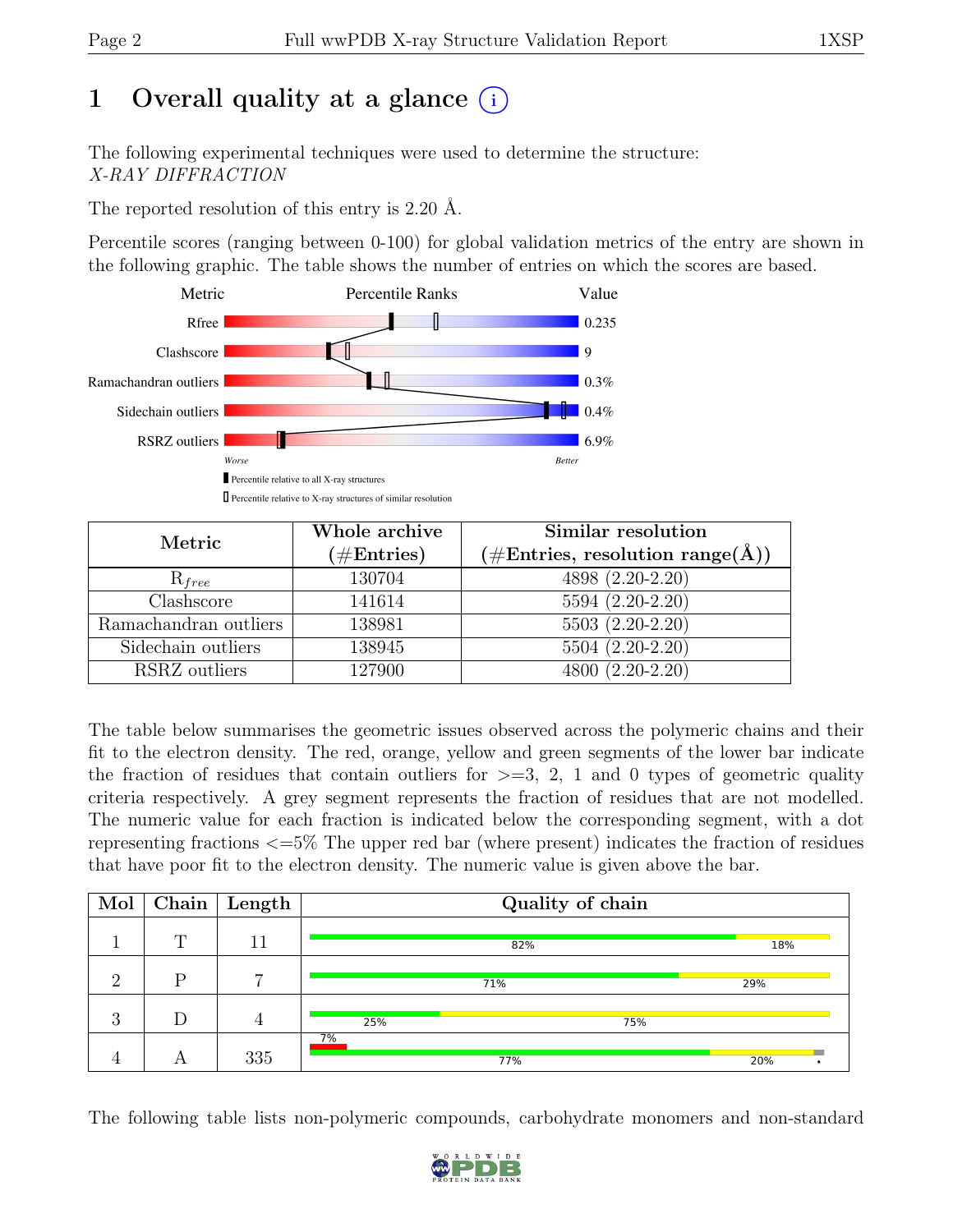# 1 Overall quality at a glance (i)

The following experimental techniques were used to determine the structure:
*X-RAY DIFFRACTION*

The reported resolution of this entry is 2.20 Å.

Percentile scores (ranging between 0-100) for global validation metrics of the entry are shown in the following graphic. The table shows the number of entries on which the scores are based.

| Metric | Value |
|---|---|
| Rfree | 0.235 |
| Clashscore | 9 |
| Ramachandran outliers | 0.3% |
| Sidechain outliers | 0.4% |
| RSRZ outliers | 6.9% |

Worse — Better

▮ Percentile relative to all X-ray structures
▯ Percentile relative to X-ray structures of similar resolution

| Metric | Whole archive (#Entries) | Similar resolution (#Entries, resolution range(Å)) |
|---|---|---|
| $R_{free}$ | 130704 | 4898 (2.20-2.20) |
| Clashscore | 141614 | 5594 (2.20-2.20) |
| Ramachandran outliers | 138981 | 5503 (2.20-2.20) |
| Sidechain outliers | 138945 | 5504 (2.20-2.20) |
| RSRZ outliers | 127900 | 4800 (2.20-2.20) |

The table below summarises the geometric issues observed across the polymeric chains and their fit to the electron density. The red, orange, yellow and green segments of the lower bar indicate the fraction of residues that contain outliers for >=3, 2, 1 and 0 types of geometric quality criteria respectively. A grey segment represents the fraction of residues that are not modelled. The numeric value for each fraction is indicated below the corresponding segment, with a dot representing fractions <=5% The upper red bar (where present) indicates the fraction of residues that have poor fit to the electron density. The numeric value is given above the bar.

| Mol | Chain | Length | Quality of chain |
|---|---|---|---|
| 1 | T | 11 | 82% · 18% |
| 2 | P | 7 | 71% · 29% |
| 3 | D | 4 | 25% · 75% |
| 4 | A | 335 | 7% (poor fit); 77% · 20% · • |

The following table lists non-polymeric compounds, carbohydrate monomers and non-standard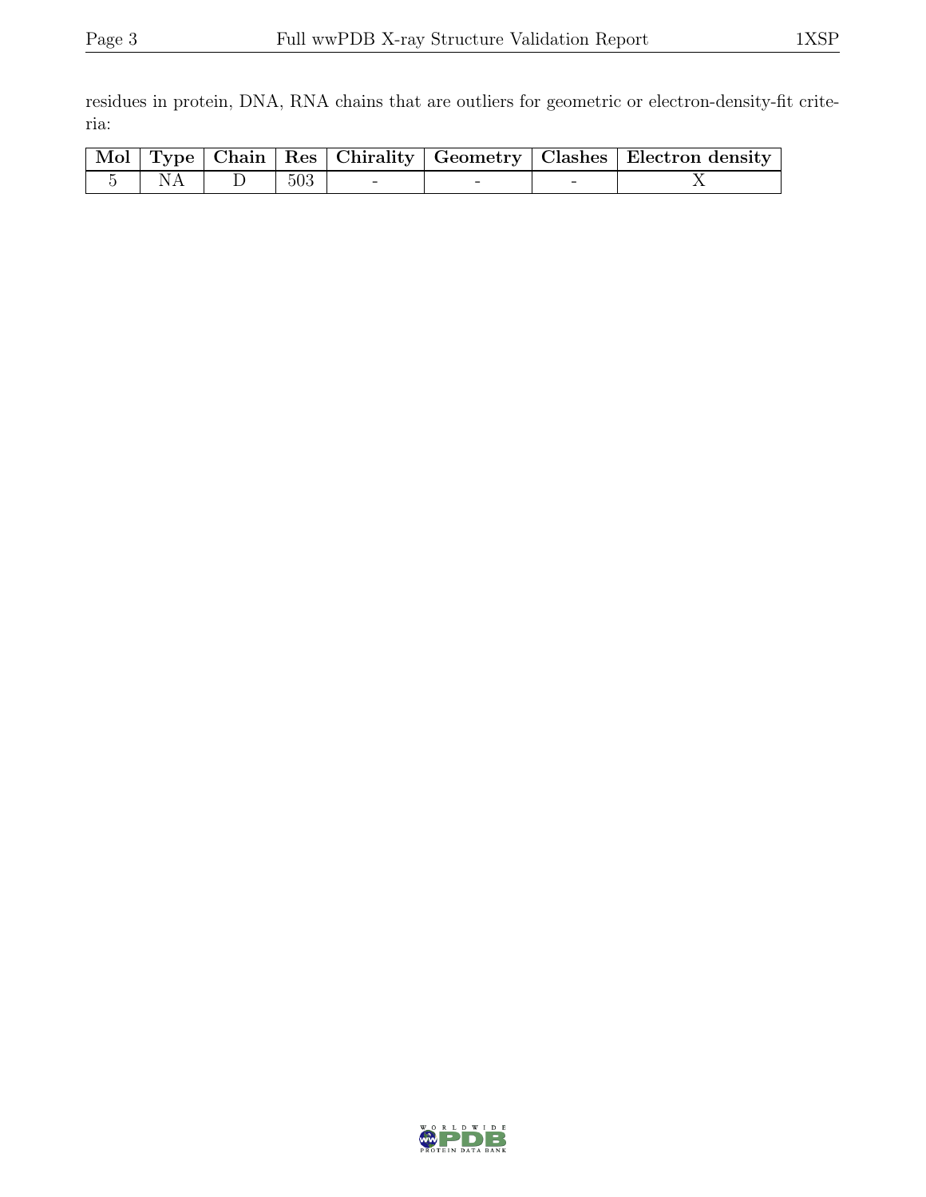residues in protein, DNA, RNA chains that are outliers for geometric or electron-density-fit criteria:

| Mol | Type | Chain | Res | Chirality | Geometry | Clashes | Electron density |
|---|---|---|---|---|---|---|---|
| 5 | NA | D | 503 | - | - | - | X |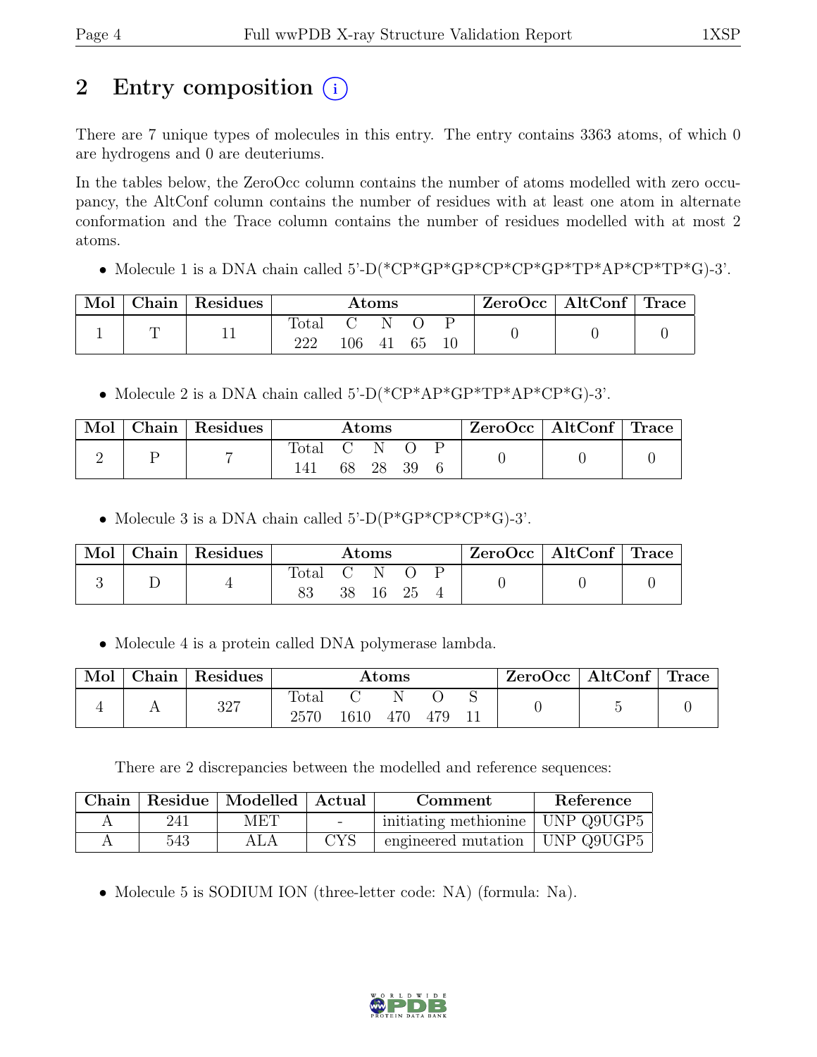# 2 Entry composition (i)

There are 7 unique types of molecules in this entry. The entry contains 3363 atoms, of which 0 are hydrogens and 0 are deuteriums.

In the tables below, the ZeroOcc column contains the number of atoms modelled with zero occupancy, the AltConf column contains the number of residues with at least one atom in alternate conformation and the Trace column contains the number of residues modelled with at most 2 atoms.

- Molecule 1 is a DNA chain called 5'-D(*CP*GP*GP*CP*CP*GP*TP*AP*CP*TP*G)-3'.

| Mol | Chain | Residues | Atoms | | | | | ZeroOcc | AltConf | Trace |
|---|---|---|---|---|---|---|---|---|---|---|
| | | | Total | C | N | O | P | | | |
| 1 | T | 11 | 222 | 106 | 41 | 65 | 10 | 0 | 0 | 0 |

- Molecule 2 is a DNA chain called 5'-D(*CP*AP*GP*TP*AP*CP*G)-3'.

| Mol | Chain | Residues | Atoms | | | | | ZeroOcc | AltConf | Trace |
|---|---|---|---|---|---|---|---|---|---|---|
| | | | Total | C | N | O | P | | | |
| 2 | P | 7 | 141 | 68 | 28 | 39 | 6 | 0 | 0 | 0 |

- Molecule 3 is a DNA chain called 5'-D(P*GP*CP*CP*G)-3'.

| Mol | Chain | Residues | Atoms | | | | | ZeroOcc | AltConf | Trace |
|---|---|---|---|---|---|---|---|---|---|---|
| | | | Total | C | N | O | P | | | |
| 3 | D | 4 | 83 | 38 | 16 | 25 | 4 | 0 | 0 | 0 |

- Molecule 4 is a protein called DNA polymerase lambda.

| Mol | Chain | Residues | Atoms | | | | | ZeroOcc | AltConf | Trace |
|---|---|---|---|---|---|---|---|---|---|---|
| | | | Total | C | N | O | S | | | |
| 4 | A | 327 | 2570 | 1610 | 470 | 479 | 11 | 0 | 5 | 0 |

There are 2 discrepancies between the modelled and reference sequences:

| Chain | Residue | Modelled | Actual | Comment | Reference |
|---|---|---|---|---|---|
| A | 241 | MET | - | initiating methionine | UNP Q9UGP5 |
| A | 543 | ALA | CYS | engineered mutation | UNP Q9UGP5 |

- Molecule 5 is SODIUM ION (three-letter code: NA) (formula: Na).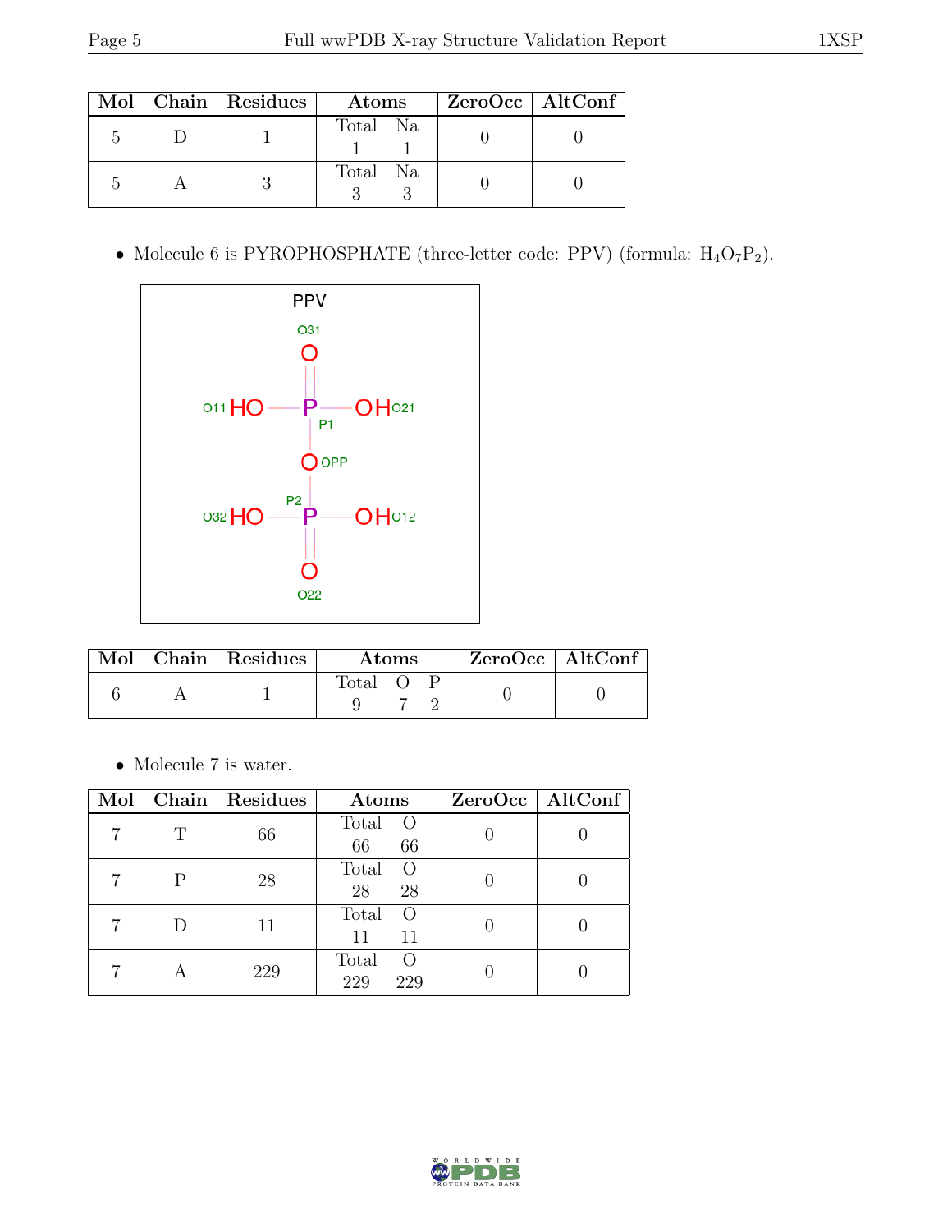| Mol | Chain | Residues | Atoms | | ZeroOcc | AltConf |
|---|---|---|---|---|---|---|
| | | | Total | Na | | |
| 5 | D | 1 | 1 | 1 | 0 | 0 |
| 5 | A | 3 | 3 | 3 | 0 | 0 |

- Molecule 6 is PYROPHOSPHATE (three-letter code: PPV) (formula: $H_4O_7P_2$).

| Mol | Chain | Residues | Atoms | | | ZeroOcc | AltConf |
|---|---|---|---|---|---|---|---|
| | | | Total | O | P | | |
| 6 | A | 1 | 9 | 7 | 2 | 0 | 0 |

- Molecule 7 is water.

| Mol | Chain | Residues | Atoms | | ZeroOcc | AltConf |
|---|---|---|---|---|---|---|
| | | | Total | O | | |
| 7 | T | 66 | 66 | 66 | 0 | 0 |
| 7 | P | 28 | 28 | 28 | 0 | 0 |
| 7 | D | 11 | 11 | 11 | 0 | 0 |
| 7 | A | 229 | 229 | 229 | 0 | 0 |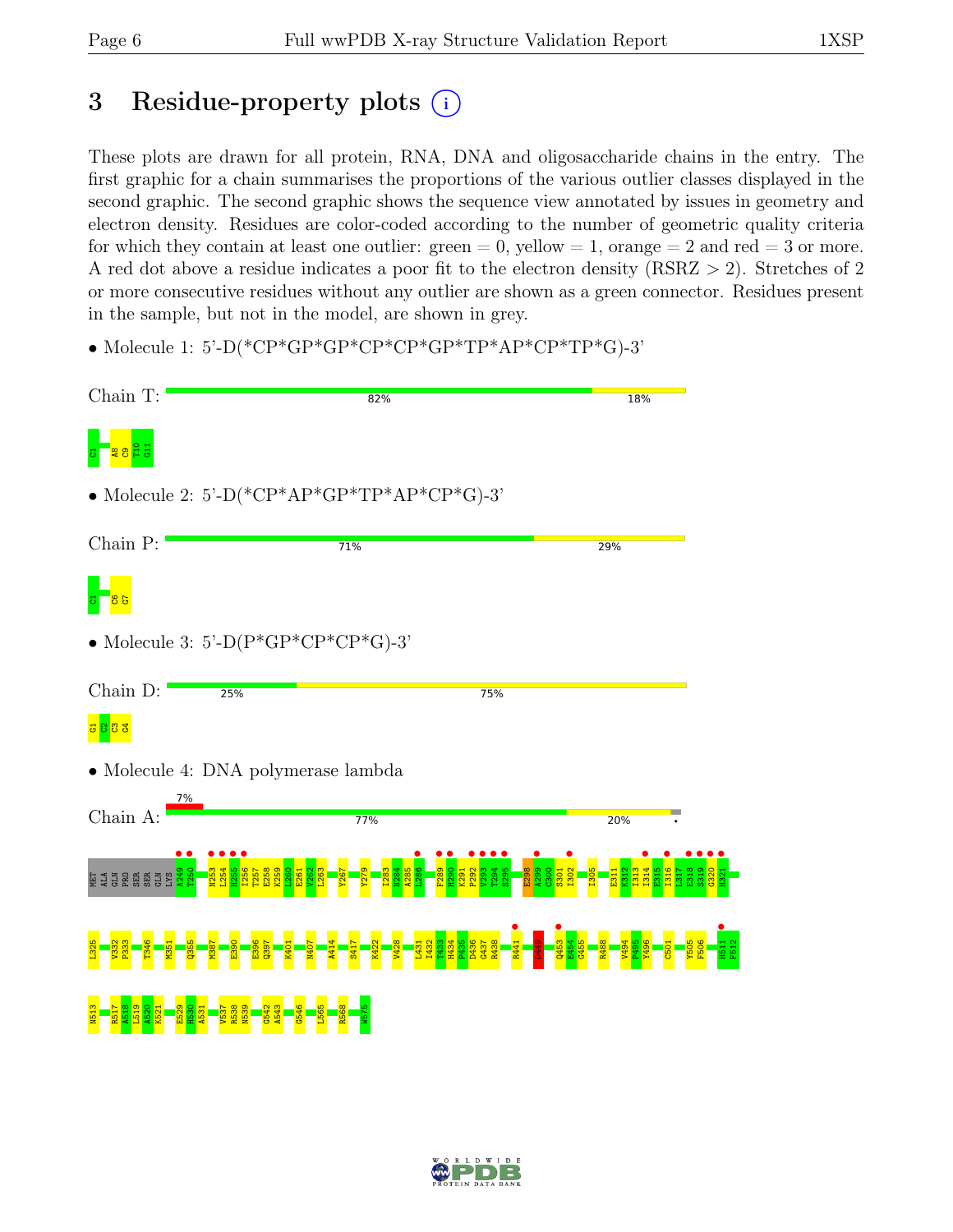# 3 Residue-property plots

These plots are drawn for all protein, RNA, DNA and oligosaccharide chains in the entry. The first graphic for a chain summarises the proportions of the various outlier classes displayed in the second graphic. The second graphic shows the sequence view annotated by issues in geometry and electron density. Residues are color-coded according to the number of geometric quality criteria for which they contain at least one outlier: green = 0, yellow = 1, orange = 2 and red = 3 or more. A red dot above a residue indicates a poor fit to the electron density (RSRZ > 2). Stretches of 2 or more consecutive residues without any outlier are shown as a green connector. Residues present in the sample, but not in the model, are shown in grey.

- Molecule 1: 5'-D(*CP*GP*GP*CP*CP*GP*TP*AP*CP*TP*G)-3'

Chain T: 82% 18%

C1 A8 C9 T10 G11

- Molecule 2: 5'-D(*CP*AP*GP*TP*AP*CP*G)-3'

Chain P: 71% 29%

C1 C6 G7

- Molecule 3: 5'-D(P*GP*CP*CP*G)-3'

Chain D: 25% 75%

G1 C2 C3 G4

- Molecule 4: DNA polymerase lambda

Chain A: 7% 77% 20%

MET ALA GLN PRO SER SER GLN LYS A249 T250 N253 L254 H255 I256 T257 E258 K259 L260 E261 V262 L263 Y267 Y279 I283 N284 A285 L286 F289 H290 K291 P292 V293 T294 S295 E298 A299 C300 S301 I302 I305 E311 K312 I313 I314 E315 I316 L317 E318 S319 G320 H321 L325 V332 P333 T346 M351 Q355 M387 E390 E396 Q397 K401 N407 A414 S417 K422 V428 L431 I432 T433 H434 P435 D436 G437 R438 R441 D449 Q453 E454 G455 R488 V494 P495 Y496 C501 Y505 F506 H511 F512 N513 R517 A518 L519 A520 K521 E529 H530 A531 V537 R538 N539 G542 A543 G546 L565 R568 W575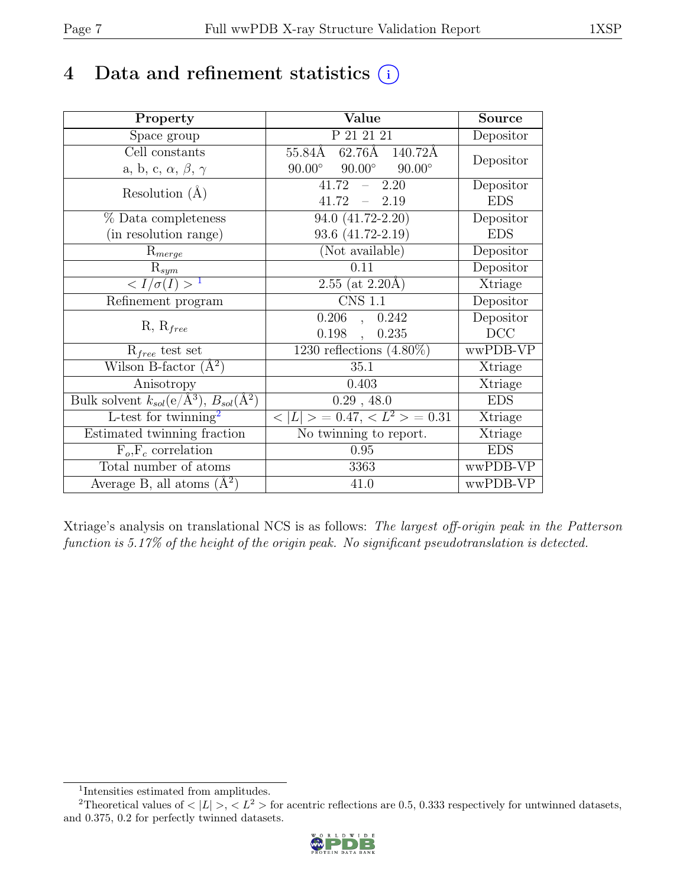# 4 Data and refinement statistics (i)

| Property | Value | Source |
|---|---|---|
| Space group | P 21 21 21 | Depositor |
| Cell constants<br>a, b, c, $\alpha$, $\beta$, $\gamma$ | 55.84Å 62.76Å 140.72Å<br>90.00° 90.00° 90.00° | Depositor |
| Resolution (Å) | 41.72 – 2.20<br>41.72 – 2.19 | Depositor<br>EDS |
| % Data completeness<br>(in resolution range) | 94.0 (41.72-2.20)<br>93.6 (41.72-2.19) | Depositor<br>EDS |
| $R_{merge}$ | (Not available) | Depositor |
| $R_{sym}$ | 0.11 | Depositor |
| $< I/\sigma(I) >$ [1] | 2.55 (at 2.20Å) | Xtriage |
| Refinement program | CNS 1.1 | Depositor |
| R, $R_{free}$ | 0.206 , 0.242<br>0.198 , 0.235 | Depositor<br>DCC |
| $R_{free}$ test set | 1230 reflections (4.80%) | wwPDB-VP |
| Wilson B-factor (Å$^2$) | 35.1 | Xtriage |
| Anisotropy | 0.403 | Xtriage |
| Bulk solvent $k_{sol}$(e/Å$^3$), $B_{sol}$(Å$^2$) | 0.29 , 48.0 | EDS |
| L-test for twinning[2] | $< \|L\| > = 0.47$, $< L^2 > = 0.31$ | Xtriage |
| Estimated twinning fraction | No twinning to report. | Xtriage |
| $F_o$,$F_c$ correlation | 0.95 | EDS |
| Total number of atoms | 3363 | wwPDB-VP |
| Average B, all atoms (Å$^2$) | 41.0 | wwPDB-VP |

Xtriage's analysis on translational NCS is as follows: *The largest off-origin peak in the Patterson function is 5.17% of the height of the origin peak. No significant pseudotranslation is detected.*

[1] Intensities estimated from amplitudes.

[2] Theoretical values of $< |L| >$, $< L^2 >$ for acentric reflections are 0.5, 0.333 respectively for untwinned datasets, and 0.375, 0.2 for perfectly twinned datasets.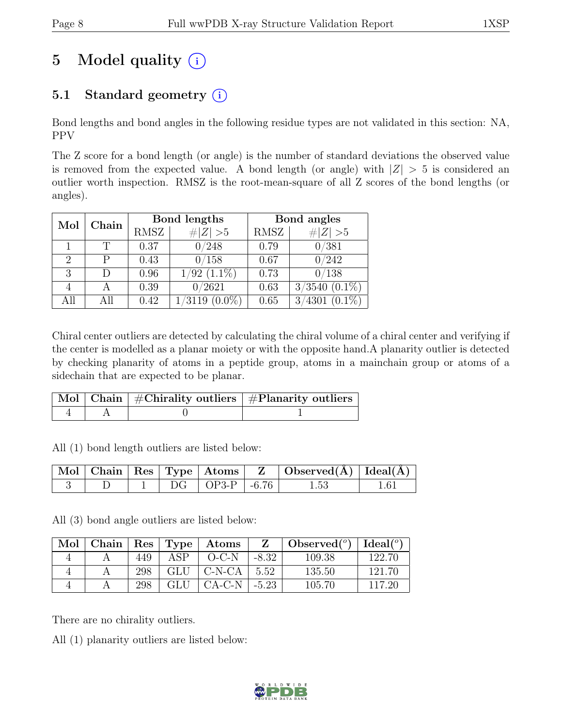# 5 Model quality (i)

## 5.1 Standard geometry (i)

Bond lengths and bond angles in the following residue types are not validated in this section: NA, PPV

The Z score for a bond length (or angle) is the number of standard deviations the observed value is removed from the expected value. A bond length (or angle) with $|Z| > 5$ is considered an outlier worth inspection. RMSZ is the root-mean-square of all Z scores of the bond lengths (or angles).

| Mol | Chain | Bond lengths | | Bond angles | |
|---|---|---|---|---|---|
| | | RMSZ | $\#\|Z\| > 5$ | RMSZ | $\#\|Z\| > 5$ |
| 1 | T | 0.37 | 0/248 | 0.79 | 0/381 |
| 2 | P | 0.43 | 0/158 | 0.67 | 0/242 |
| 3 | D | 0.96 | 1/92 (1.1%) | 0.73 | 0/138 |
| 4 | A | 0.39 | 0/2621 | 0.63 | 3/3540 (0.1%) |
| All | All | 0.42 | 1/3119 (0.0%) | 0.65 | 3/4301 (0.1%) |

Chiral center outliers are detected by calculating the chiral volume of a chiral center and verifying if the center is modelled as a planar moiety or with the opposite hand.A planarity outlier is detected by checking planarity of atoms in a peptide group, atoms in a mainchain group or atoms of a sidechain that are expected to be planar.

| Mol | Chain | #Chirality outliers | #Planarity outliers |
|---|---|---|---|
| 4 | A | 0 | 1 |

All (1) bond length outliers are listed below:

| Mol | Chain | Res | Type | Atoms | Z | Observed(Å) | Ideal(Å) |
|---|---|---|---|---|---|---|---|
| 3 | D | 1 | DG | OP3-P | -6.76 | 1.53 | 1.61 |

All (3) bond angle outliers are listed below:

| Mol | Chain | Res | Type | Atoms | Z | Observed(°) | Ideal(°) |
|---|---|---|---|---|---|---|---|
| 4 | A | 449 | ASP | O-C-N | -8.32 | 109.38 | 122.70 |
| 4 | A | 298 | GLU | C-N-CA | 5.52 | 135.50 | 121.70 |
| 4 | A | 298 | GLU | CA-C-N | -5.23 | 105.70 | 117.20 |

There are no chirality outliers.

All (1) planarity outliers are listed below: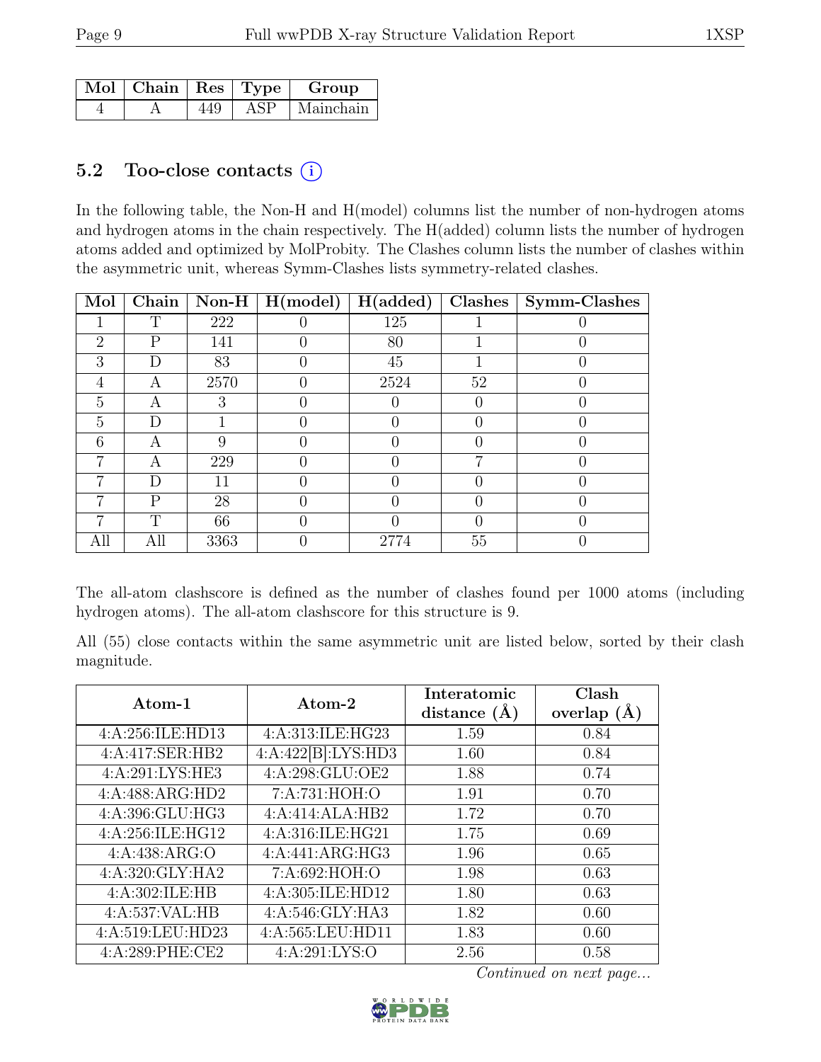| Mol | Chain | Res | Type | Group |
|---|---|---|---|---|
| 4 | A | 449 | ASP | Mainchain |

## 5.2 Too-close contacts (i)

In the following table, the Non-H and H(model) columns list the number of non-hydrogen atoms and hydrogen atoms in the chain respectively. The H(added) column lists the number of hydrogen atoms added and optimized by MolProbity. The Clashes column lists the number of clashes within the asymmetric unit, whereas Symm-Clashes lists symmetry-related clashes.

| Mol | Chain | Non-H | H(model) | H(added) | Clashes | Symm-Clashes |
|---|---|---|---|---|---|---|
| 1 | T | 222 | 0 | 125 | 1 | 0 |
| 2 | P | 141 | 0 | 80 | 1 | 0 |
| 3 | D | 83 | 0 | 45 | 1 | 0 |
| 4 | A | 2570 | 0 | 2524 | 52 | 0 |
| 5 | A | 3 | 0 | 0 | 0 | 0 |
| 5 | D | 1 | 0 | 0 | 0 | 0 |
| 6 | A | 9 | 0 | 0 | 0 | 0 |
| 7 | A | 229 | 0 | 0 | 7 | 0 |
| 7 | D | 11 | 0 | 0 | 0 | 0 |
| 7 | P | 28 | 0 | 0 | 0 | 0 |
| 7 | T | 66 | 0 | 0 | 0 | 0 |
| All | All | 3363 | 0 | 2774 | 55 | 0 |

The all-atom clashscore is defined as the number of clashes found per 1000 atoms (including hydrogen atoms). The all-atom clashscore for this structure is 9.

All (55) close contacts within the same asymmetric unit are listed below, sorted by their clash magnitude.

| Atom-1 | Atom-2 | Interatomic distance (Å) | Clash overlap (Å) |
|---|---|---|---|
| 4:A:256:ILE:HD13 | 4:A:313:ILE:HG23 | 1.59 | 0.84 |
| 4:A:417:SER:HB2 | 4:A:422[B]:LYS:HD3 | 1.60 | 0.84 |
| 4:A:291:LYS:HE3 | 4:A:298:GLU:OE2 | 1.88 | 0.74 |
| 4:A:488:ARG:HD2 | 7:A:731:HOH:O | 1.91 | 0.70 |
| 4:A:396:GLU:HG3 | 4:A:414:ALA:HB2 | 1.72 | 0.70 |
| 4:A:256:ILE:HG12 | 4:A:316:ILE:HG21 | 1.75 | 0.69 |
| 4:A:438:ARG:O | 4:A:441:ARG:HG3 | 1.96 | 0.65 |
| 4:A:320:GLY:HA2 | 7:A:692:HOH:O | 1.98 | 0.63 |
| 4:A:302:ILE:HB | 4:A:305:ILE:HD12 | 1.80 | 0.63 |
| 4:A:537:VAL:HB | 4:A:546:GLY:HA3 | 1.82 | 0.60 |
| 4:A:519:LEU:HD23 | 4:A:565:LEU:HD11 | 1.83 | 0.60 |
| 4:A:289:PHE:CE2 | 4:A:291:LYS:O | 2.56 | 0.58 |

*Continued on next page...*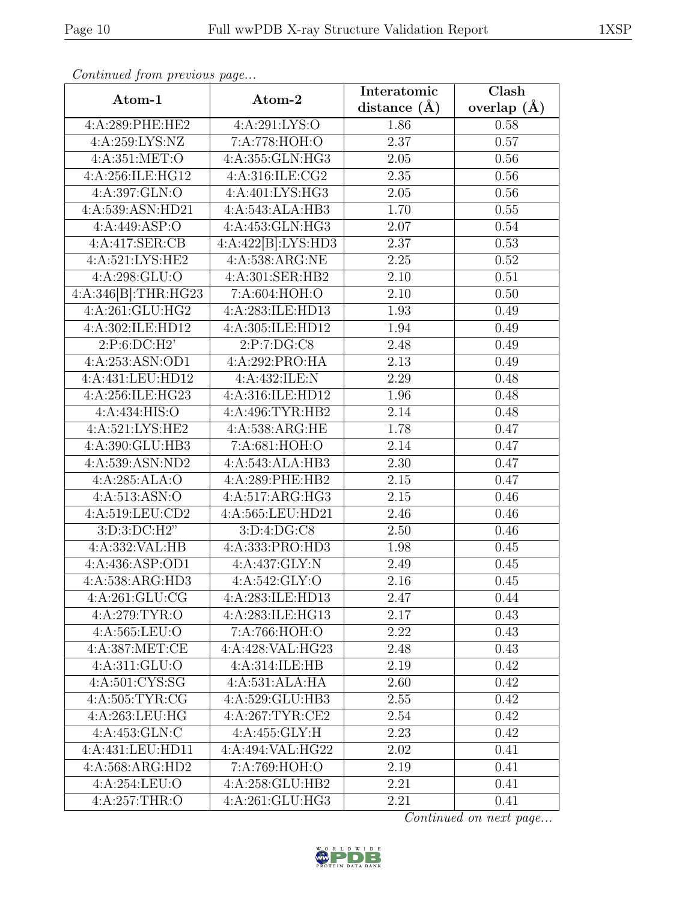*Continued from previous page...*

| Atom-1 | Atom-2 | Interatomic distance (Å) | Clash overlap (Å) |
|---|---|---|---|
| 4:A:289:PHE:HE2 | 4:A:291:LYS:O | 1.86 | 0.58 |
| 4:A:259:LYS:NZ | 7:A:778:HOH:O | 2.37 | 0.57 |
| 4:A:351:MET:O | 4:A:355:GLN:HG3 | 2.05 | 0.56 |
| 4:A:256:ILE:HG12 | 4:A:316:ILE:CG2 | 2.35 | 0.56 |
| 4:A:397:GLN:O | 4:A:401:LYS:HG3 | 2.05 | 0.56 |
| 4:A:539:ASN:HD21 | 4:A:543:ALA:HB3 | 1.70 | 0.55 |
| 4:A:449:ASP:O | 4:A:453:GLN:HG3 | 2.07 | 0.54 |
| 4:A:417:SER:CB | 4:A:422[B]:LYS:HD3 | 2.37 | 0.53 |
| 4:A:521:LYS:HE2 | 4:A:538:ARG:NE | 2.25 | 0.52 |
| 4:A:298:GLU:O | 4:A:301:SER:HB2 | 2.10 | 0.51 |
| 4:A:346[B]:THR:HG23 | 7:A:604:HOH:O | 2.10 | 0.50 |
| 4:A:261:GLU:HG2 | 4:A:283:ILE:HD13 | 1.93 | 0.49 |
| 4:A:302:ILE:HD12 | 4:A:305:ILE:HD12 | 1.94 | 0.49 |
| 2:P:6:DC:H2' | 2:P:7:DG:C8 | 2.48 | 0.49 |
| 4:A:253:ASN:OD1 | 4:A:292:PRO:HA | 2.13 | 0.49 |
| 4:A:431:LEU:HD12 | 4:A:432:ILE:N | 2.29 | 0.48 |
| 4:A:256:ILE:HG23 | 4:A:316:ILE:HD12 | 1.96 | 0.48 |
| 4:A:434:HIS:O | 4:A:496:TYR:HB2 | 2.14 | 0.48 |
| 4:A:521:LYS:HE2 | 4:A:538:ARG:HE | 1.78 | 0.47 |
| 4:A:390:GLU:HB3 | 7:A:681:HOH:O | 2.14 | 0.47 |
| 4:A:539:ASN:ND2 | 4:A:543:ALA:HB3 | 2.30 | 0.47 |
| 4:A:285:ALA:O | 4:A:289:PHE:HB2 | 2.15 | 0.47 |
| 4:A:513:ASN:O | 4:A:517:ARG:HG3 | 2.15 | 0.46 |
| 4:A:519:LEU:CD2 | 4:A:565:LEU:HD21 | 2.46 | 0.46 |
| 3:D:3:DC:H2" | 3:D:4:DG:C8 | 2.50 | 0.46 |
| 4:A:332:VAL:HB | 4:A:333:PRO:HD3 | 1.98 | 0.45 |
| 4:A:436:ASP:OD1 | 4:A:437:GLY:N | 2.49 | 0.45 |
| 4:A:538:ARG:HD3 | 4:A:542:GLY:O | 2.16 | 0.45 |
| 4:A:261:GLU:CG | 4:A:283:ILE:HD13 | 2.47 | 0.44 |
| 4:A:279:TYR:O | 4:A:283:ILE:HG13 | 2.17 | 0.43 |
| 4:A:565:LEU:O | 7:A:766:HOH:O | 2.22 | 0.43 |
| 4:A:387:MET:CE | 4:A:428:VAL:HG23 | 2.48 | 0.43 |
| 4:A:311:GLU:O | 4:A:314:ILE:HB | 2.19 | 0.42 |
| 4:A:501:CYS:SG | 4:A:531:ALA:HA | 2.60 | 0.42 |
| 4:A:505:TYR:CG | 4:A:529:GLU:HB3 | 2.55 | 0.42 |
| 4:A:263:LEU:HG | 4:A:267:TYR:CE2 | 2.54 | 0.42 |
| 4:A:453:GLN:C | 4:A:455:GLY:H | 2.23 | 0.42 |
| 4:A:431:LEU:HD11 | 4:A:494:VAL:HG22 | 2.02 | 0.41 |
| 4:A:568:ARG:HD2 | 7:A:769:HOH:O | 2.19 | 0.41 |
| 4:A:254:LEU:O | 4:A:258:GLU:HB2 | 2.21 | 0.41 |
| 4:A:257:THR:O | 4:A:261:GLU:HG3 | 2.21 | 0.41 |

*Continued on next page...*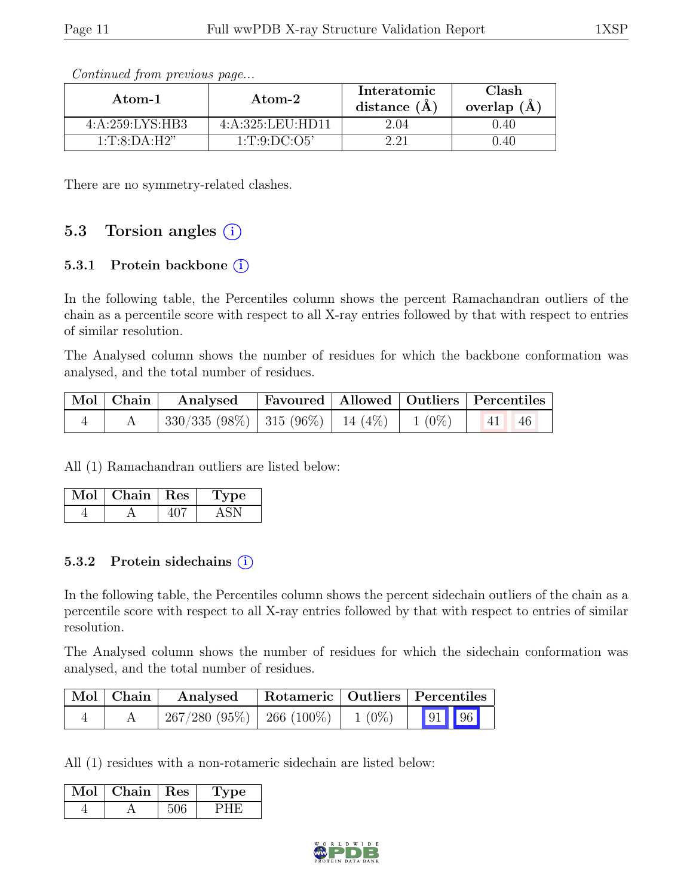*Continued from previous page...*

| Atom-1 | Atom-2 | Interatomic distance (Å) | Clash overlap (Å) |
|---|---|---|---|
| 4:A:259:LYS:HB3 | 4:A:325:LEU:HD11 | 2.04 | 0.40 |
| 1:T:8:DA:H2" | 1:T:9:DC:O5' | 2.21 | 0.40 |

There are no symmetry-related clashes.

## 5.3 Torsion angles (i)

### 5.3.1 Protein backbone (i)

In the following table, the Percentiles column shows the percent Ramachandran outliers of the chain as a percentile score with respect to all X-ray entries followed by that with respect to entries of similar resolution.

The Analysed column shows the number of residues for which the backbone conformation was analysed, and the total number of residues.

| Mol | Chain | Analysed | Favoured | Allowed | Outliers | Percentiles | |
|---|---|---|---|---|---|---|---|
| 4 | A | 330/335 (98%) | 315 (96%) | 14 (4%) | 1 (0%) | 41 | 46 |

All (1) Ramachandran outliers are listed below:

| Mol | Chain | Res | Type |
|---|---|---|---|
| 4 | A | 407 | ASN |

### 5.3.2 Protein sidechains (i)

In the following table, the Percentiles column shows the percent sidechain outliers of the chain as a percentile score with respect to all X-ray entries followed by that with respect to entries of similar resolution.

The Analysed column shows the number of residues for which the sidechain conformation was analysed, and the total number of residues.

| Mol | Chain | Analysed | Rotameric | Outliers | Percentiles | |
|---|---|---|---|---|---|---|
| 4 | A | 267/280 (95%) | 266 (100%) | 1 (0%) | 91 | 96 |

All (1) residues with a non-rotameric sidechain are listed below:

| Mol | Chain | Res | Type |
|---|---|---|---|
| 4 | A | 506 | PHE |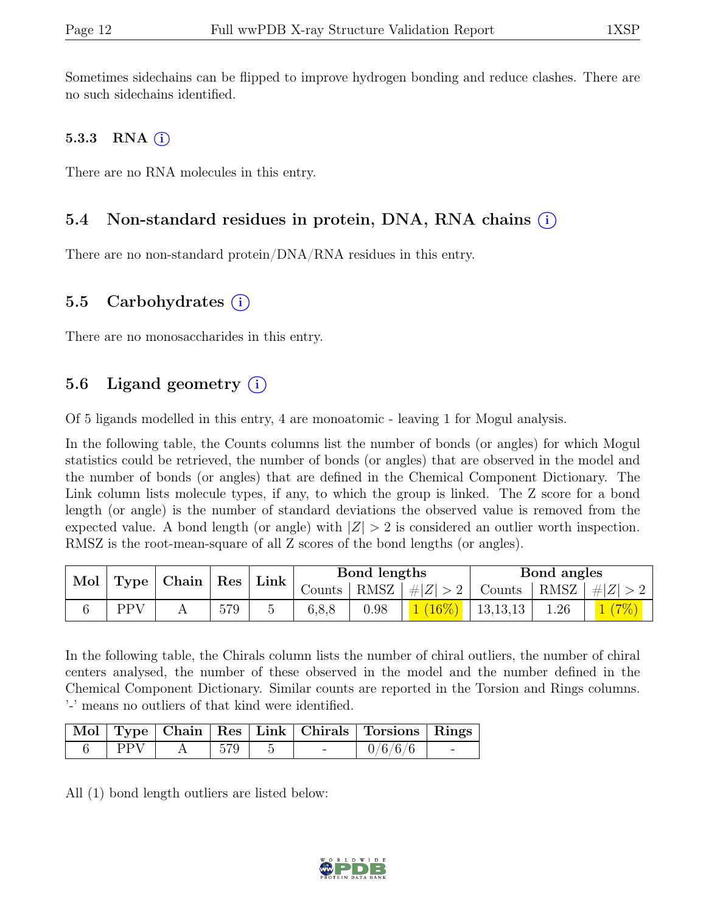Sometimes sidechains can be flipped to improve hydrogen bonding and reduce clashes. There are no such sidechains identified.

### 5.3.3 RNA (i)

There are no RNA molecules in this entry.

## 5.4 Non-standard residues in protein, DNA, RNA chains (i)

There are no non-standard protein/DNA/RNA residues in this entry.

## 5.5 Carbohydrates (i)

There are no monosaccharides in this entry.

## 5.6 Ligand geometry (i)

Of 5 ligands modelled in this entry, 4 are monoatomic - leaving 1 for Mogul analysis.

In the following table, the Counts columns list the number of bonds (or angles) for which Mogul statistics could be retrieved, the number of bonds (or angles) that are observed in the model and the number of bonds (or angles) that are defined in the Chemical Component Dictionary. The Link column lists molecule types, if any, to which the group is linked. The Z score for a bond length (or angle) is the number of standard deviations the observed value is removed from the expected value. A bond length (or angle) with $|Z| > 2$ is considered an outlier worth inspection. RMSZ is the root-mean-square of all Z scores of the bond lengths (or angles).

| Mol | Type | Chain | Res | Link | Bond lengths | | | Bond angles | | |
|---|---|---|---|---|---|---|---|---|---|---|
| | | | | | Counts | RMSZ | $\#\|Z\| > 2$ | Counts | RMSZ | $\#\|Z\| > 2$ |
| 6 | PPV | A | 579 | 5 | 6,8,8 | 0.98 | 1 (16%) | 13,13,13 | 1.26 | 1 (7%) |

In the following table, the Chirals column lists the number of chiral outliers, the number of chiral centers analysed, the number of these observed in the model and the number defined in the Chemical Component Dictionary. Similar counts are reported in the Torsion and Rings columns. '-' means no outliers of that kind were identified.

| Mol | Type | Chain | Res | Link | Chirals | Torsions | Rings |
|---|---|---|---|---|---|---|---|
| 6 | PPV | A | 579 | 5 | - | 0/6/6/6 | - |

All (1) bond length outliers are listed below: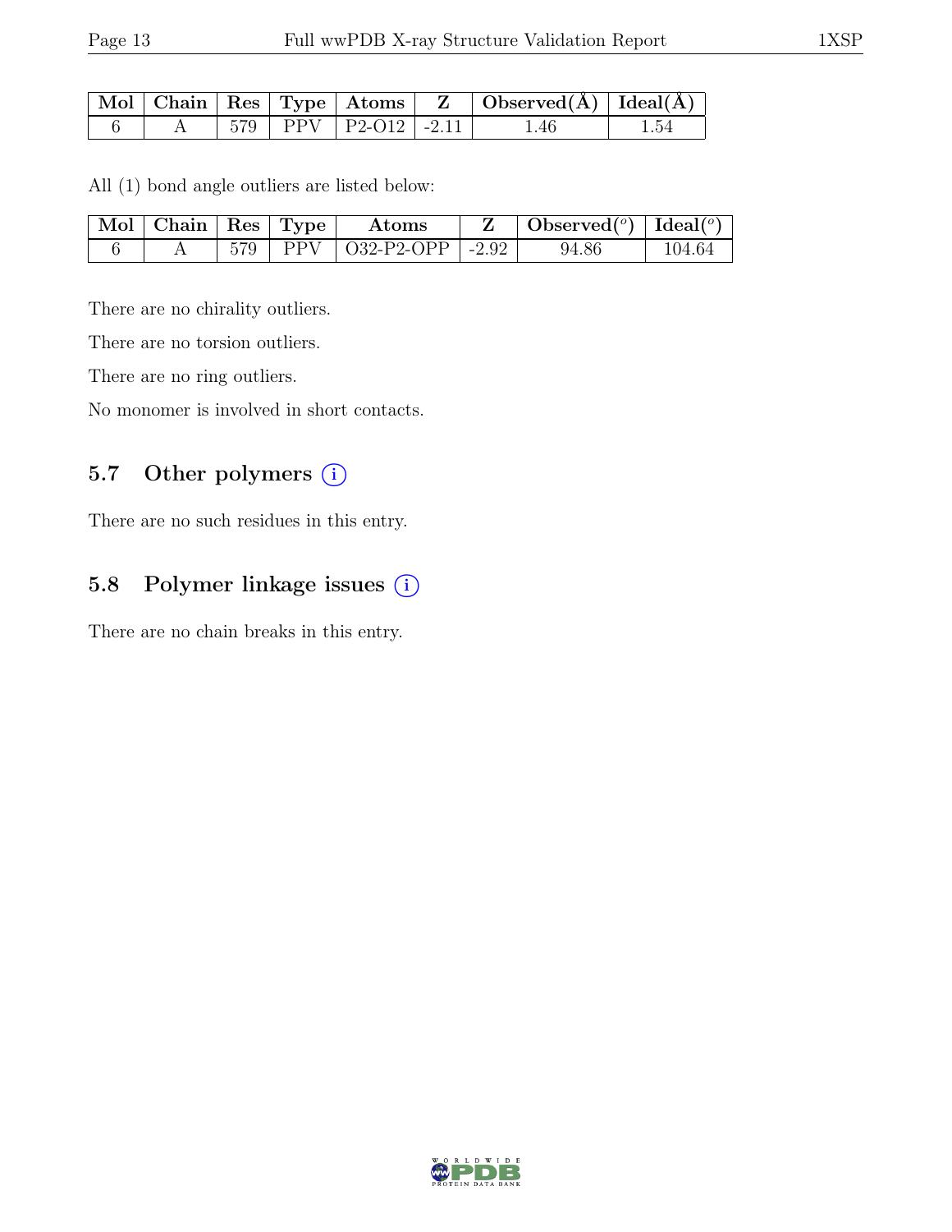| Mol | Chain | Res | Type | Atoms | Z | Observed(Å) | Ideal(Å) |
|---|---|---|---|---|---|---|---|
| 6 | A | 579 | PPV | P2-O12 | -2.11 | 1.46 | 1.54 |

All (1) bond angle outliers are listed below:

| Mol | Chain | Res | Type | Atoms | Z | Observed(°) | Ideal(°) |
|---|---|---|---|---|---|---|---|
| 6 | A | 579 | PPV | O32-P2-OPP | -2.92 | 94.86 | 104.64 |

There are no chirality outliers.

There are no torsion outliers.

There are no ring outliers.

No monomer is involved in short contacts.

## 5.7 Other polymers

There are no such residues in this entry.

## 5.8 Polymer linkage issues

There are no chain breaks in this entry.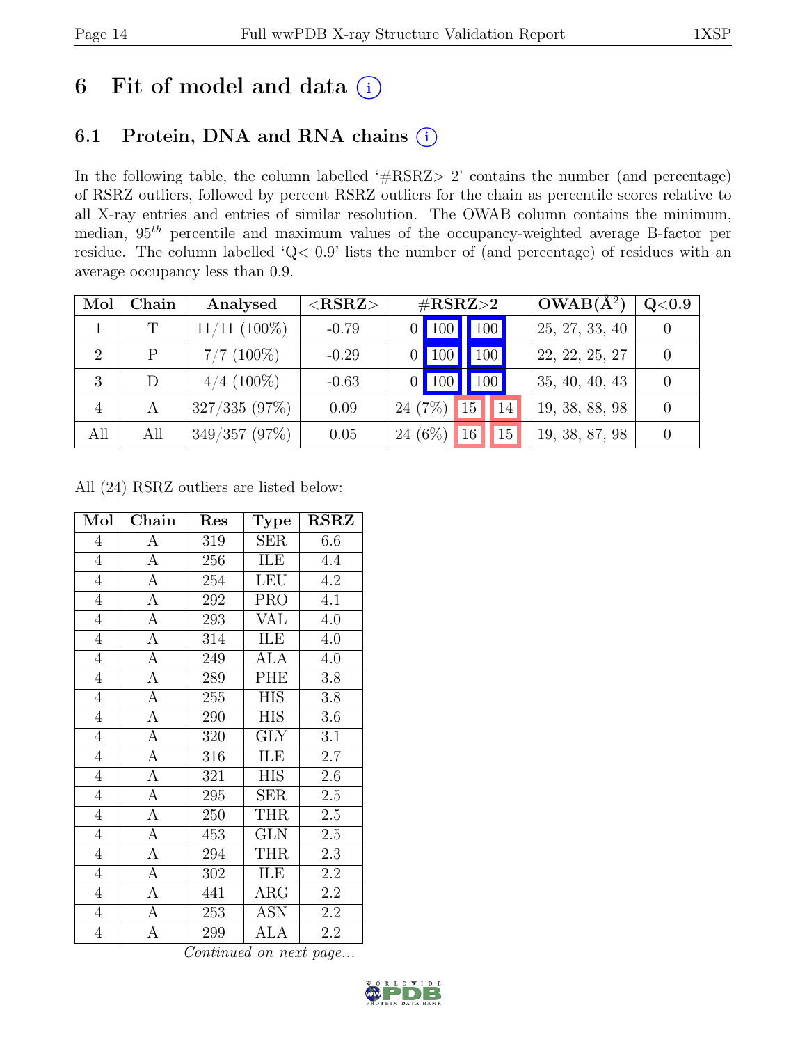# 6 Fit of model and data (i)

## 6.1 Protein, DNA and RNA chains (i)

In the following table, the column labelled '#RSRZ> 2' contains the number (and percentage) of RSRZ outliers, followed by percent RSRZ outliers for the chain as percentile scores relative to all X-ray entries and entries of similar resolution. The OWAB column contains the minimum, median, $95^{th}$ percentile and maximum values of the occupancy-weighted average B-factor per residue. The column labelled 'Q< 0.9' lists the number of (and percentage) of residues with an average occupancy less than 0.9.

| Mol | Chain | Analysed | <RSRZ> | #RSRZ>2 | | | OWAB(Å$^2$) | Q<0.9 |
|---|---|---|---|---|---|---|---|---|
| 1 | T | 11/11 (100%) | -0.79 | 0 | 100 | 100 | 25, 27, 33, 40 | 0 |
| 2 | P | 7/7 (100%) | -0.29 | 0 | 100 | 100 | 22, 22, 25, 27 | 0 |
| 3 | D | 4/4 (100%) | -0.63 | 0 | 100 | 100 | 35, 40, 40, 43 | 0 |
| 4 | A | 327/335 (97%) | 0.09 | 24 (7%) | 15 | 14 | 19, 38, 88, 98 | 0 |
| All | All | 349/357 (97%) | 0.05 | 24 (6%) | 16 | 15 | 19, 38, 87, 98 | 0 |

All (24) RSRZ outliers are listed below:

| Mol | Chain | Res | Type | RSRZ |
|---|---|---|---|---|
| 4 | A | 319 | SER | 6.6 |
| 4 | A | 256 | ILE | 4.4 |
| 4 | A | 254 | LEU | 4.2 |
| 4 | A | 292 | PRO | 4.1 |
| 4 | A | 293 | VAL | 4.0 |
| 4 | A | 314 | ILE | 4.0 |
| 4 | A | 249 | ALA | 4.0 |
| 4 | A | 289 | PHE | 3.8 |
| 4 | A | 255 | HIS | 3.8 |
| 4 | A | 290 | HIS | 3.6 |
| 4 | A | 320 | GLY | 3.1 |
| 4 | A | 316 | ILE | 2.7 |
| 4 | A | 321 | HIS | 2.6 |
| 4 | A | 295 | SER | 2.5 |
| 4 | A | 250 | THR | 2.5 |
| 4 | A | 453 | GLN | 2.5 |
| 4 | A | 294 | THR | 2.3 |
| 4 | A | 302 | ILE | 2.2 |
| 4 | A | 441 | ARG | 2.2 |
| 4 | A | 253 | ASN | 2.2 |
| 4 | A | 299 | ALA | 2.2 |

*Continued on next page...*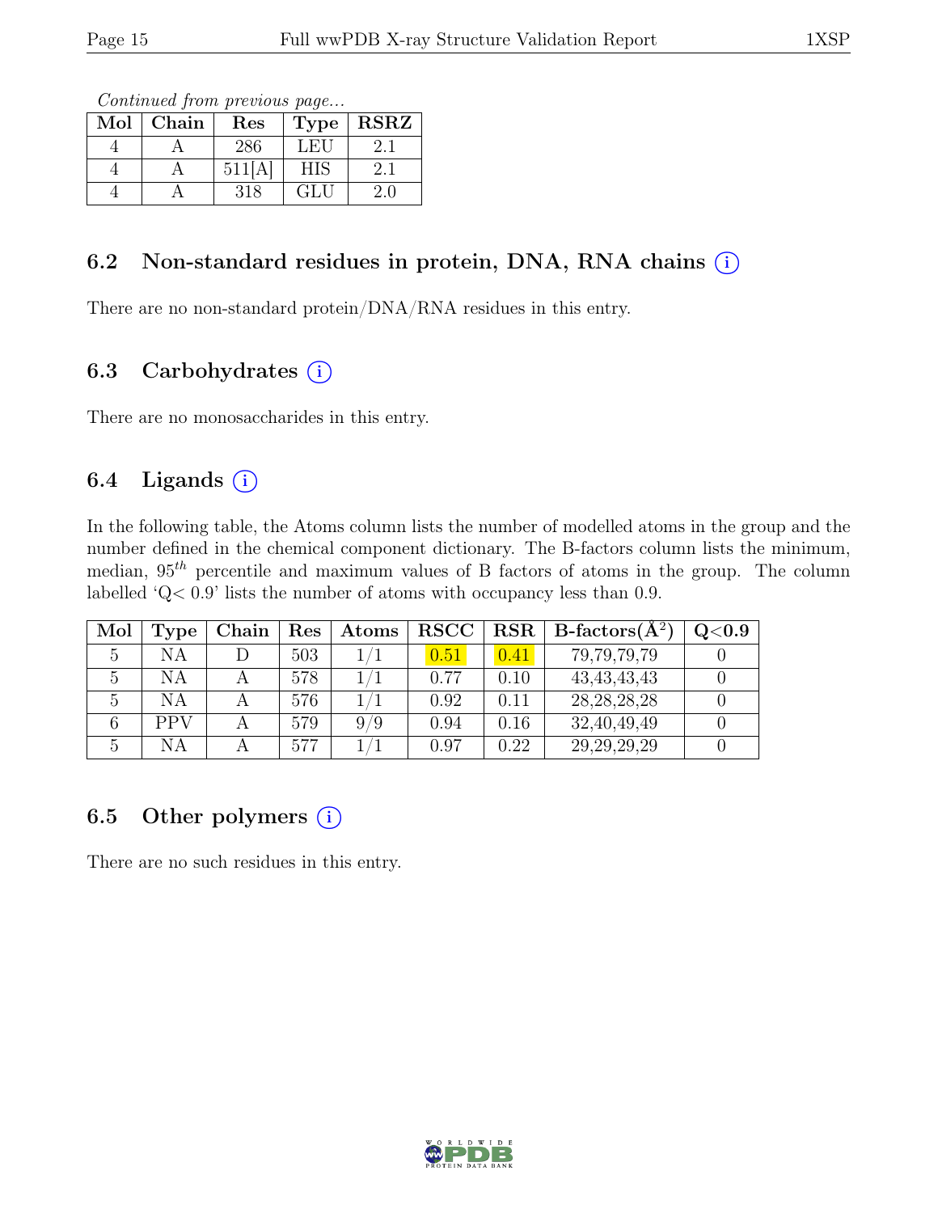*Continued from previous page...*

| Mol | Chain | Res | Type | RSRZ |
|---|---|---|---|---|
| 4 | A | 286 | LEU | 2.1 |
| 4 | A | 511[A] | HIS | 2.1 |
| 4 | A | 318 | GLU | 2.0 |

### 6.2 Non-standard residues in protein, DNA, RNA chains (i)

There are no non-standard protein/DNA/RNA residues in this entry.

### 6.3 Carbohydrates (i)

There are no monosaccharides in this entry.

### 6.4 Ligands (i)

In the following table, the Atoms column lists the number of modelled atoms in the group and the number defined in the chemical component dictionary. The B-factors column lists the minimum, median, $95^{th}$ percentile and maximum values of B factors of atoms in the group. The column labelled 'Q< 0.9' lists the number of atoms with occupancy less than 0.9.

| Mol | Type | Chain | Res | Atoms | RSCC | RSR | B-factors($Å^2$) | Q<0.9 |
|---|---|---|---|---|---|---|---|---|
| 5 | NA | D | 503 | 1/1 | 0.51 | 0.41 | 79,79,79,79 | 0 |
| 5 | NA | A | 578 | 1/1 | 0.77 | 0.10 | 43,43,43,43 | 0 |
| 5 | NA | A | 576 | 1/1 | 0.92 | 0.11 | 28,28,28,28 | 0 |
| 6 | PPV | A | 579 | 9/9 | 0.94 | 0.16 | 32,40,49,49 | 0 |
| 5 | NA | A | 577 | 1/1 | 0.97 | 0.22 | 29,29,29,29 | 0 |

### 6.5 Other polymers (i)

There are no such residues in this entry.